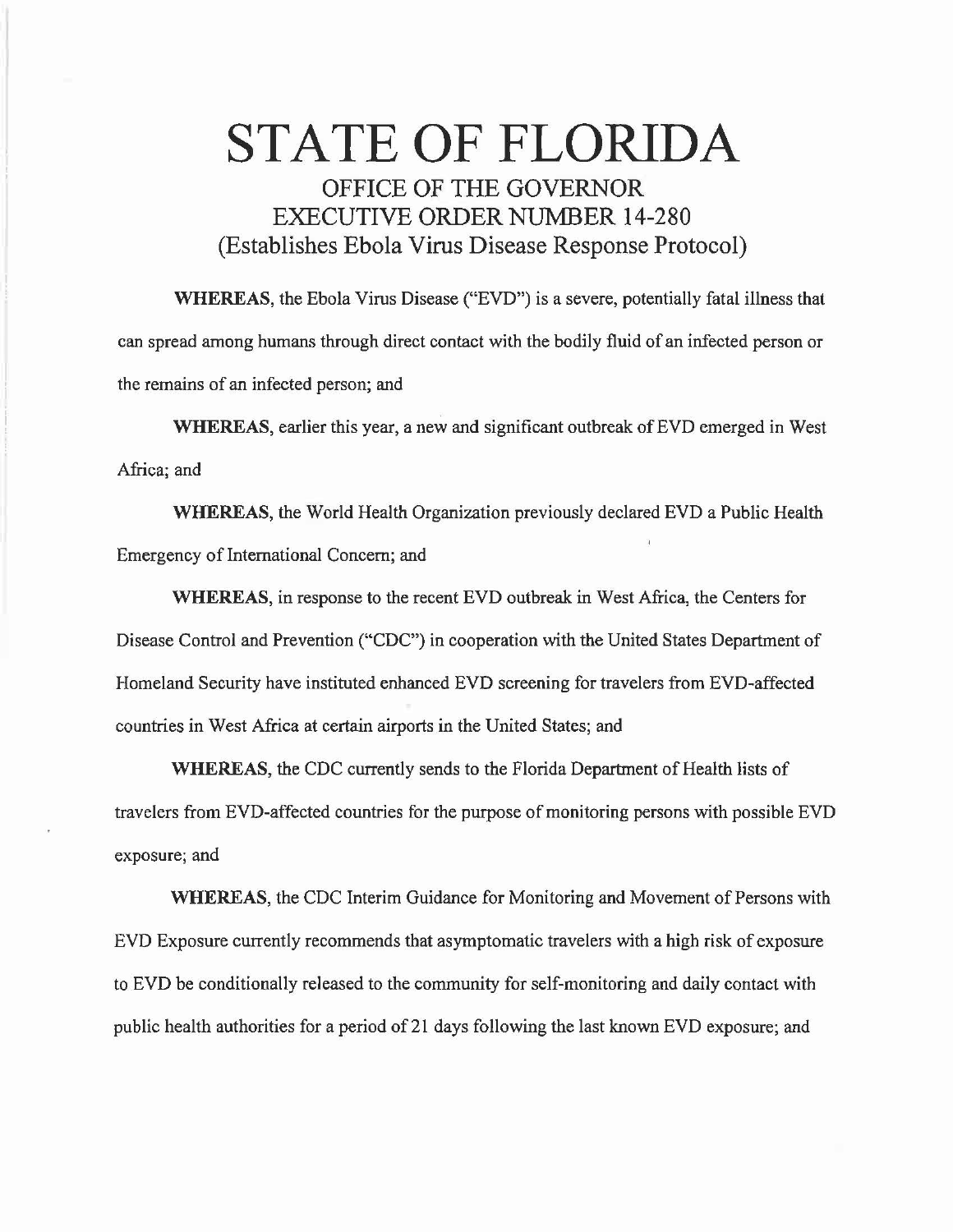# STATE OF FLORIDA

## OFFICE OF THE GOVERNOR
## EXECUTIVE ORDER NUMBER 14-280
## (Establishes Ebola Virus Disease Response Protocol)

**WHEREAS**, the Ebola Virus Disease ("EVD") is a severe, potentially fatal illness that can spread among humans through direct contact with the bodily fluid of an infected person or the remains of an infected person; and

**WHEREAS**, earlier this year, a new and significant outbreak of EVD emerged in West Africa; and

**WHEREAS**, the World Health Organization previously declared EVD a Public Health Emergency of International Concern; and

**WHEREAS**, in response to the recent EVD outbreak in West Africa, the Centers for Disease Control and Prevention ("CDC") in cooperation with the United States Department of Homeland Security have instituted enhanced EVD screening for travelers from EVD-affected countries in West Africa at certain airports in the United States; and

**WHEREAS**, the CDC currently sends to the Florida Department of Health lists of travelers from EVD-affected countries for the purpose of monitoring persons with possible EVD exposure; and

**WHEREAS**, the CDC Interim Guidance for Monitoring and Movement of Persons with EVD Exposure currently recommends that asymptomatic travelers with a high risk of exposure to EVD be conditionally released to the community for self-monitoring and daily contact with public health authorities for a period of 21 days following the last known EVD exposure; and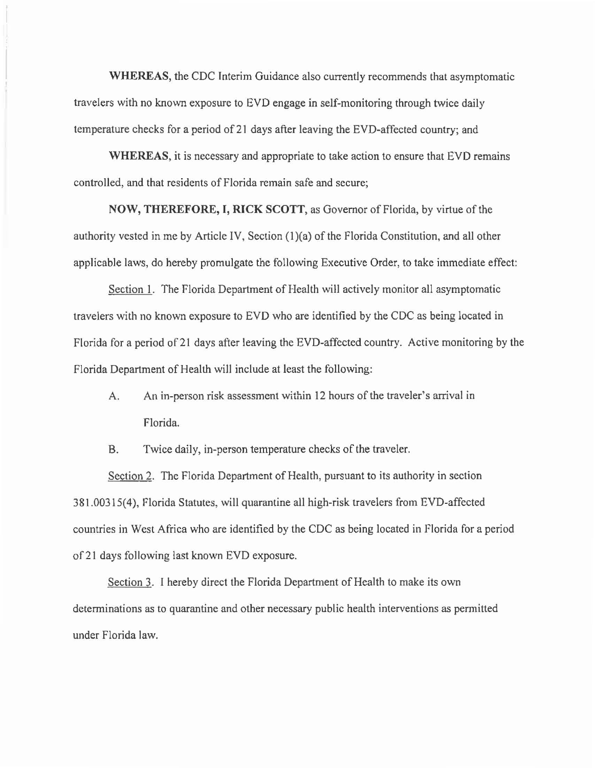**WHEREAS**, the CDC Interim Guidance also currently recommends that asymptomatic travelers with no known exposure to EVD engage in self-monitoring through twice daily temperature checks for a period of 21 days after leaving the EVD-affected country; and

**WHEREAS**, it is necessary and appropriate to take action to ensure that EVD remains controlled, and that residents of Florida remain safe and secure;

**NOW, THEREFORE, I, RICK SCOTT**, as Governor of Florida, by virtue of the authority vested in me by Article IV, Section (1)(a) of the Florida Constitution, and all other applicable laws, do hereby promulgate the following Executive Order, to take immediate effect:

Section 1. The Florida Department of Health will actively monitor all asymptomatic travelers with no known exposure to EVD who are identified by the CDC as being located in Florida for a period of 21 days after leaving the EVD-affected country. Active monitoring by the Florida Department of Health will include at least the following:

A. An in-person risk assessment within 12 hours of the traveler's arrival in Florida.

B. Twice daily, in-person temperature checks of the traveler.

Section 2. The Florida Department of Health, pursuant to its authority in section 381.00315(4), Florida Statutes, will quarantine all high-risk travelers from EVD-affected countries in West Africa who are identified by the CDC as being located in Florida for a period of 21 days following last known EVD exposure.

Section 3. I hereby direct the Florida Department of Health to make its own determinations as to quarantine and other necessary public health interventions as permitted under Florida law.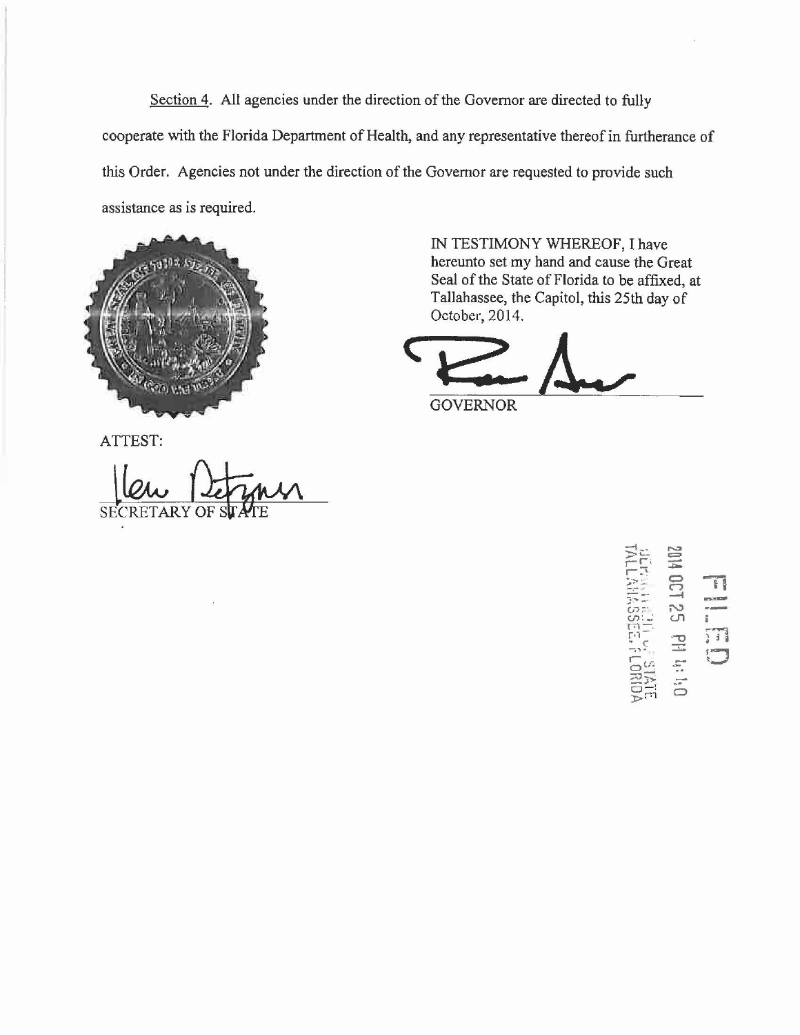Section 4. All agencies under the direction of the Governor are directed to fully cooperate with the Florida Department of Health, and any representative thereof in furtherance of this Order. Agencies not under the direction of the Governor are requested to provide such assistance as is required.

IN TESTIMONY WHEREOF, I have hereunto set my hand and cause the Great Seal of the State of Florida to be affixed, at Tallahassee, the Capitol, this 25th day of October, 2014.

GOVERNOR

ATTEST:

SECRETARY OF STATE

FILED

2014 OCT 25 PM 4:40

DEPARTMENT OF STATE
TALLAHASSEE, FLORIDA